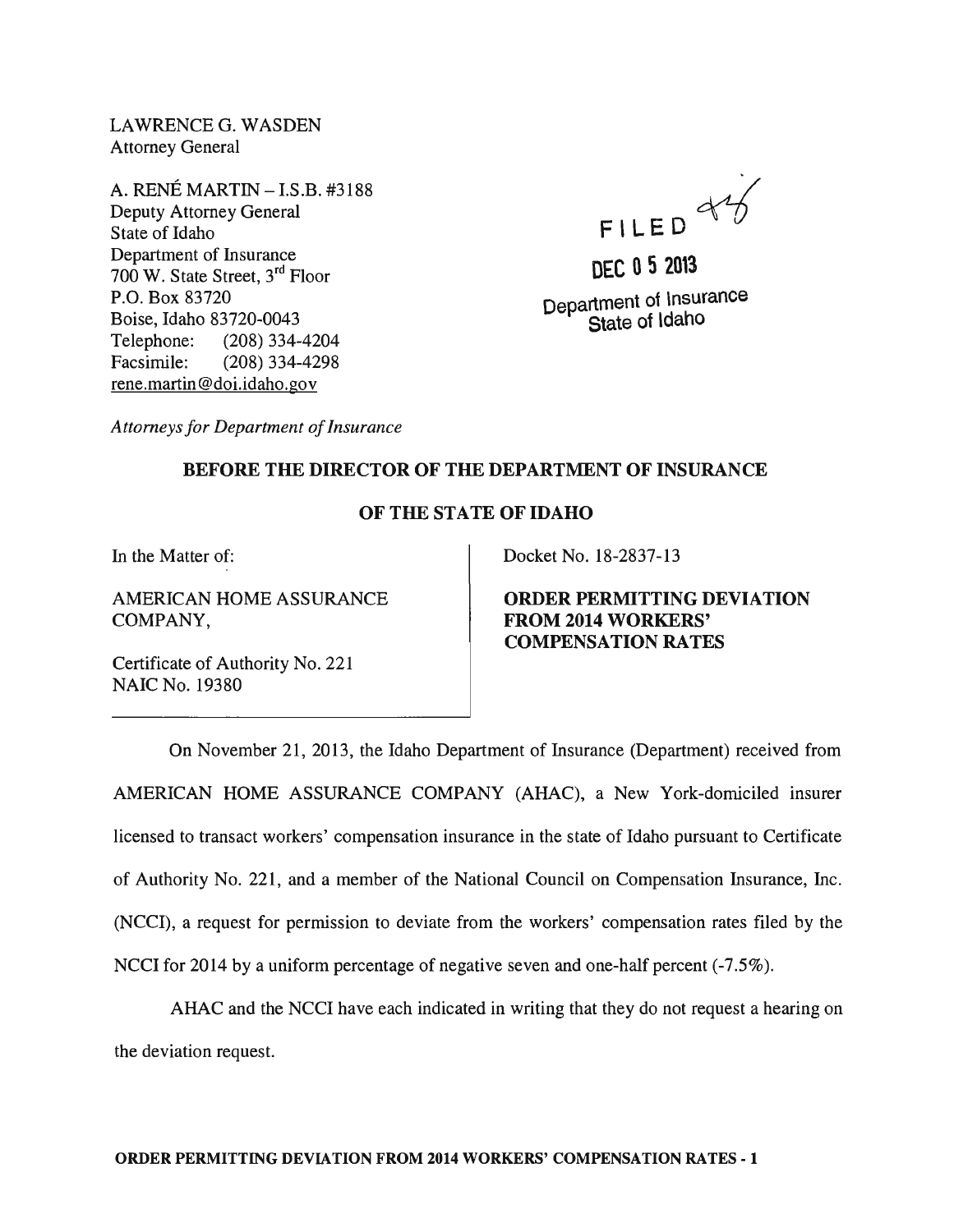LAWRENCE G. WASDEN
Attorney General

A. RENÉ MARTIN – I.S.B. #3188
Deputy Attorney General
State of Idaho
Department of Insurance
700 W. State Street, 3rd Floor
P.O. Box 83720
Boise, Idaho 83720-0043
Telephone: (208) 334-4204
Facsimile: (208) 334-4298
rene.martin@doi.idaho.gov

FILED

DEC 05 2013

Department of Insurance
State of Idaho

*Attorneys for Department of Insurance*

## BEFORE THE DIRECTOR OF THE DEPARTMENT OF INSURANCE

## OF THE STATE OF IDAHO

In the Matter of:

AMERICAN HOME ASSURANCE COMPANY,

Certificate of Authority No. 221
NAIC No. 19380

Docket No. 18-2837-13

**ORDER PERMITTING DEVIATION FROM 2014 WORKERS' COMPENSATION RATES**

On November 21, 2013, the Idaho Department of Insurance (Department) received from AMERICAN HOME ASSURANCE COMPANY (AHAC), a New York-domiciled insurer licensed to transact workers' compensation insurance in the state of Idaho pursuant to Certificate of Authority No. 221, and a member of the National Council on Compensation Insurance, Inc. (NCCI), a request for permission to deviate from the workers' compensation rates filed by the NCCI for 2014 by a uniform percentage of negative seven and one-half percent (-7.5%).

AHAC and the NCCI have each indicated in writing that they do not request a hearing on the deviation request.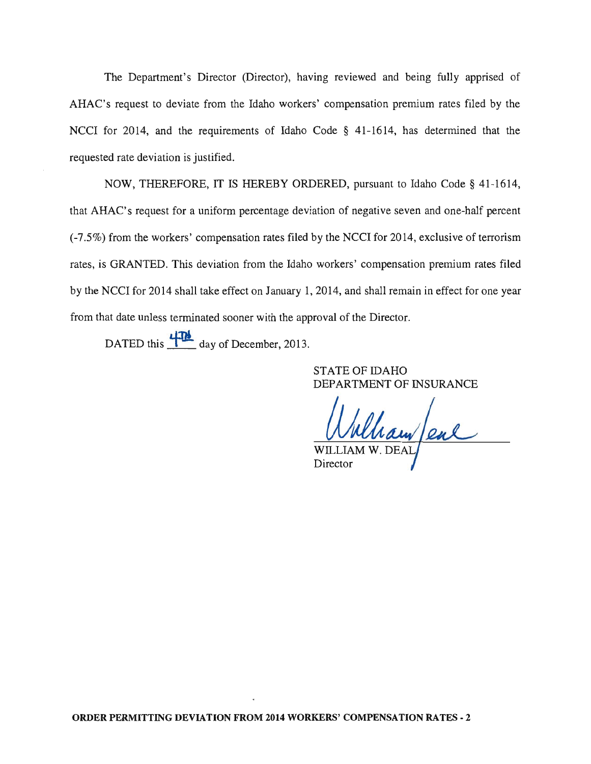The Department's Director (Director), having reviewed and being fully apprised of AHAC's request to deviate from the Idaho workers' compensation premium rates filed by the NCCI for 2014, and the requirements of Idaho Code § 41-1614, has determined that the requested rate deviation is justified.

NOW, THEREFORE, IT IS HEREBY ORDERED, pursuant to Idaho Code § 41-1614, that AHAC's request for a uniform percentage deviation of negative seven and one-half percent (-7.5%) from the workers' compensation rates filed by the NCCI for 2014, exclusive of terrorism rates, is GRANTED. This deviation from the Idaho workers' compensation premium rates filed by the NCCI for 2014 shall take effect on January 1, 2014, and shall remain in effect for one year from that date unless terminated sooner with the approval of the Director.

DATED this 4TH day of December, 2013.

STATE OF IDAHO
DEPARTMENT OF INSURANCE

WILLIAM W. DEAL
Director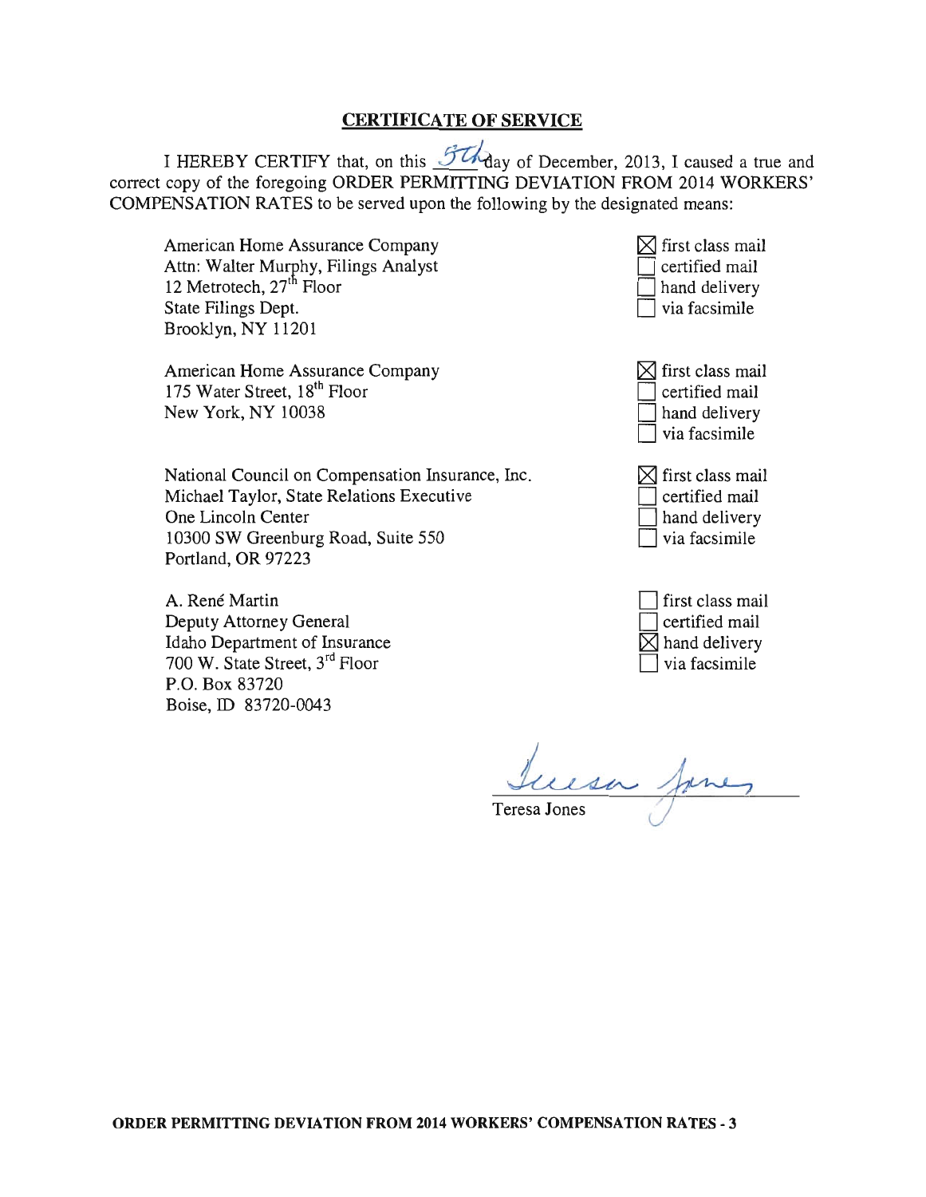## CERTIFICATE OF SERVICE

I HEREBY CERTIFY that, on this 5th day of December, 2013, I caused a true and correct copy of the foregoing ORDER PERMITTING DEVIATION FROM 2014 WORKERS' COMPENSATION RATES to be served upon the following by the designated means:

| | |
|---|---|
| American Home Assurance Company<br>Attn: Walter Murphy, Filings Analyst<br>12 Metrotech, 27th Floor<br>State Filings Dept.<br>Brooklyn, NY 11201 | ☒ first class mail<br>☐ certified mail<br>☐ hand delivery<br>☐ via facsimile |
| American Home Assurance Company<br>175 Water Street, 18th Floor<br>New York, NY 10038 | ☒ first class mail<br>☐ certified mail<br>☐ hand delivery<br>☐ via facsimile |
| National Council on Compensation Insurance, Inc.<br>Michael Taylor, State Relations Executive<br>One Lincoln Center<br>10300 SW Greenburg Road, Suite 550<br>Portland, OR 97223 | ☒ first class mail<br>☐ certified mail<br>☐ hand delivery<br>☐ via facsimile |
| A. René Martin<br>Deputy Attorney General<br>Idaho Department of Insurance<br>700 W. State Street, 3rd Floor<br>P.O. Box 83720<br>Boise, ID 83720-0043 | ☐ first class mail<br>☐ certified mail<br>☒ hand delivery<br>☐ via facsimile |

Teresa Jones

Teresa Jones